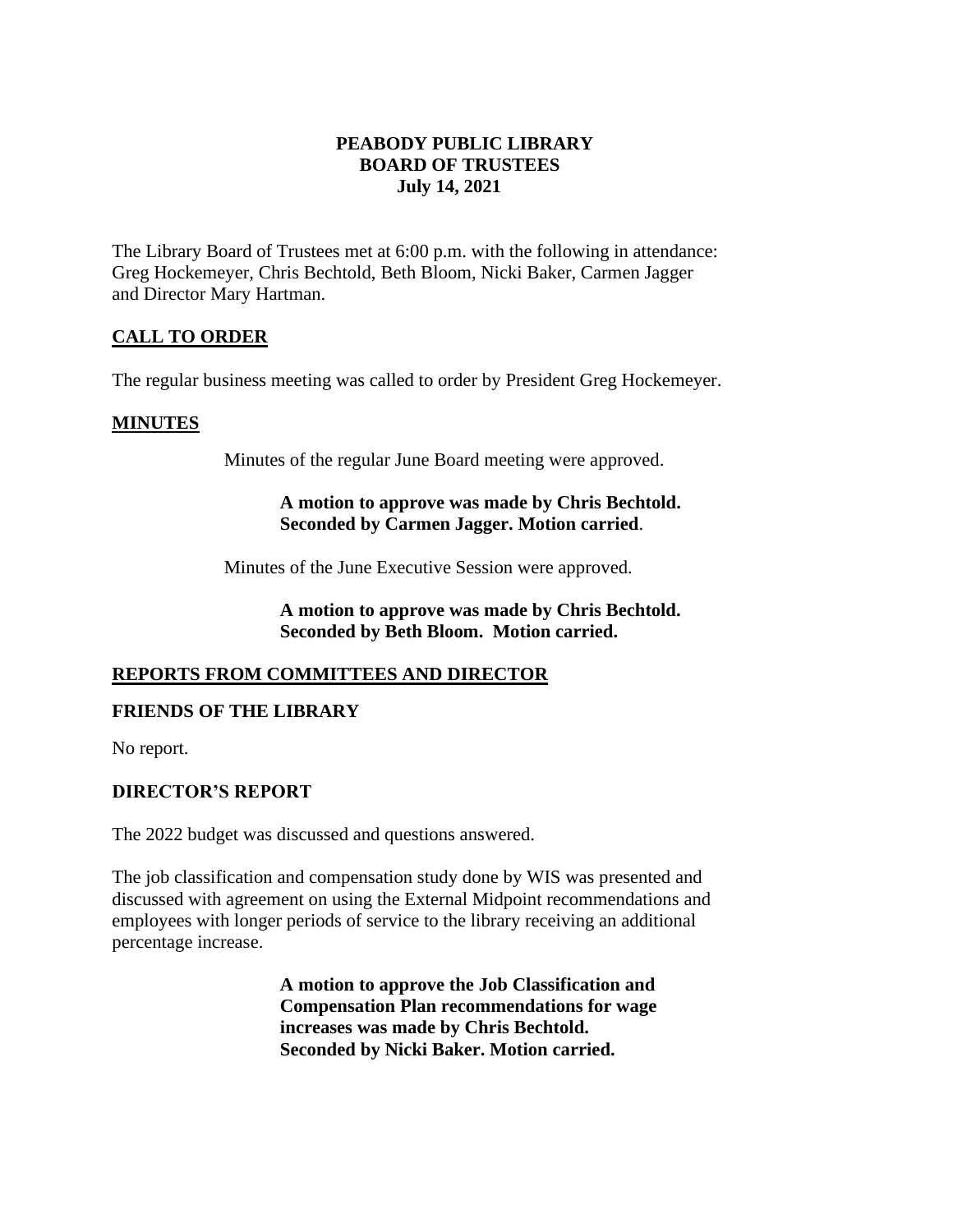**PEABODY PUBLIC LIBRARY**
**BOARD OF TRUSTEES**
**July 14, 2021**

The Library Board of Trustees met at 6:00 p.m. with the following in attendance: Greg Hockemeyer, Chris Bechtold, Beth Bloom, Nicki Baker, Carmen Jagger and Director Mary Hartman.

## CALL TO ORDER

The regular business meeting was called to order by President Greg Hockemeyer.

## MINUTES

Minutes of the regular June Board meeting were approved.

**A motion to approve was made by Chris Bechtold. Seconded by Carmen Jagger. Motion carried**.

Minutes of the June Executive Session were approved.

**A motion to approve was made by Chris Bechtold. Seconded by Beth Bloom. Motion carried.**

## REPORTS FROM COMMITTEES AND DIRECTOR

### FRIENDS OF THE LIBRARY

No report.

### DIRECTOR'S REPORT

The 2022 budget was discussed and questions answered.

The job classification and compensation study done by WIS was presented and discussed with agreement on using the External Midpoint recommendations and employees with longer periods of service to the library receiving an additional percentage increase.

**A motion to approve the Job Classification and Compensation Plan recommendations for wage increases was made by Chris Bechtold. Seconded by Nicki Baker. Motion carried.**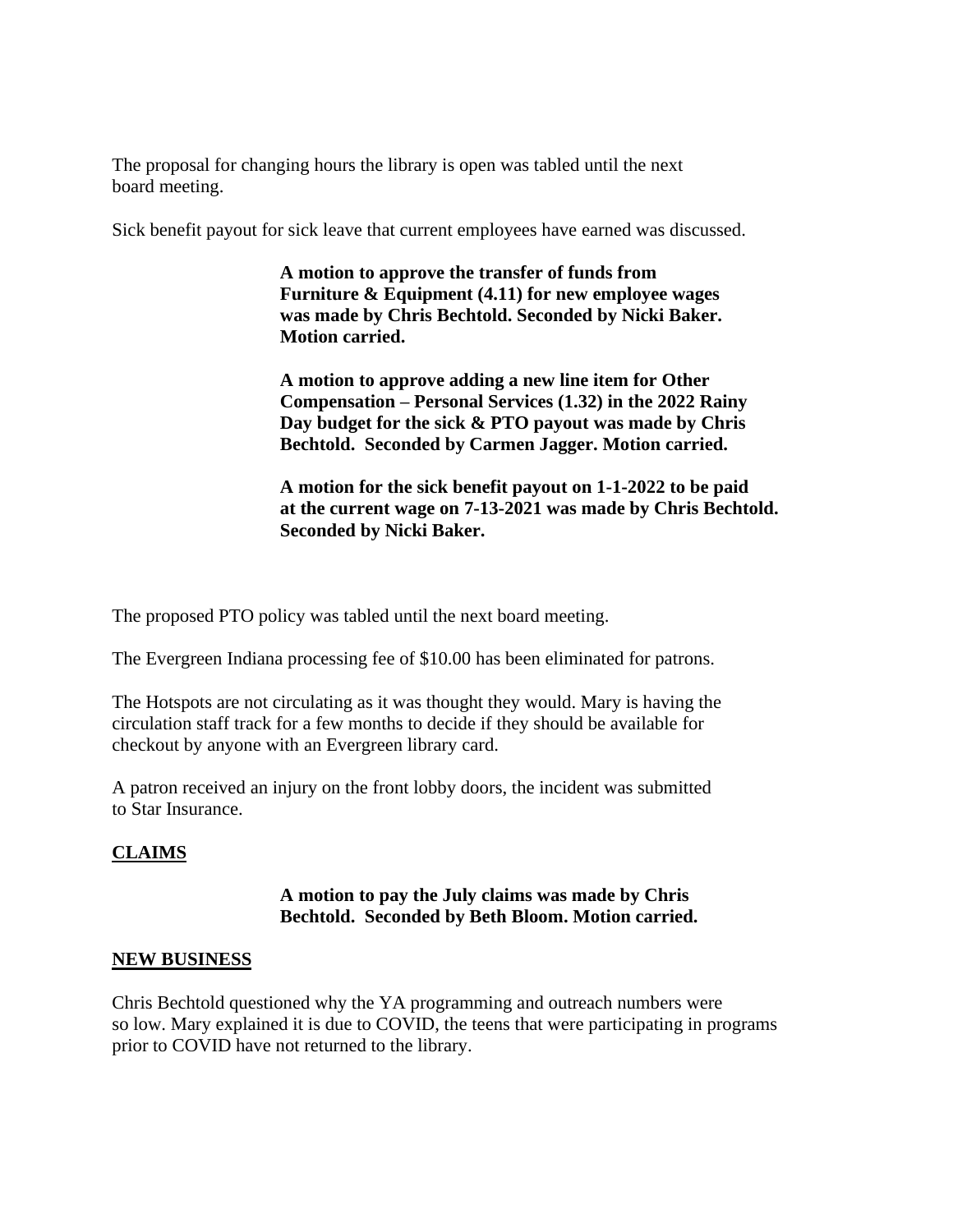The proposal for changing hours the library is open was tabled until the next board meeting.

Sick benefit payout for sick leave that current employees have earned was discussed.

> **A motion to approve the transfer of funds from Furniture & Equipment (4.11) for new employee wages was made by Chris Bechtold. Seconded by Nicki Baker. Motion carried.**
>
> **A motion to approve adding a new line item for Other Compensation – Personal Services (1.32) in the 2022 Rainy Day budget for the sick & PTO payout was made by Chris Bechtold. Seconded by Carmen Jagger. Motion carried.**
>
> **A motion for the sick benefit payout on 1-1-2022 to be paid at the current wage on 7-13-2021 was made by Chris Bechtold. Seconded by Nicki Baker.**

The proposed PTO policy was tabled until the next board meeting.

The Evergreen Indiana processing fee of $10.00 has been eliminated for patrons.

The Hotspots are not circulating as it was thought they would. Mary is having the circulation staff track for a few months to decide if they should be available for checkout by anyone with an Evergreen library card.

A patron received an injury on the front lobby doors, the incident was submitted to Star Insurance.

## CLAIMS

> **A motion to pay the July claims was made by Chris Bechtold. Seconded by Beth Bloom. Motion carried.**

## NEW BUSINESS

Chris Bechtold questioned why the YA programming and outreach numbers were so low. Mary explained it is due to COVID, the teens that were participating in programs prior to COVID have not returned to the library.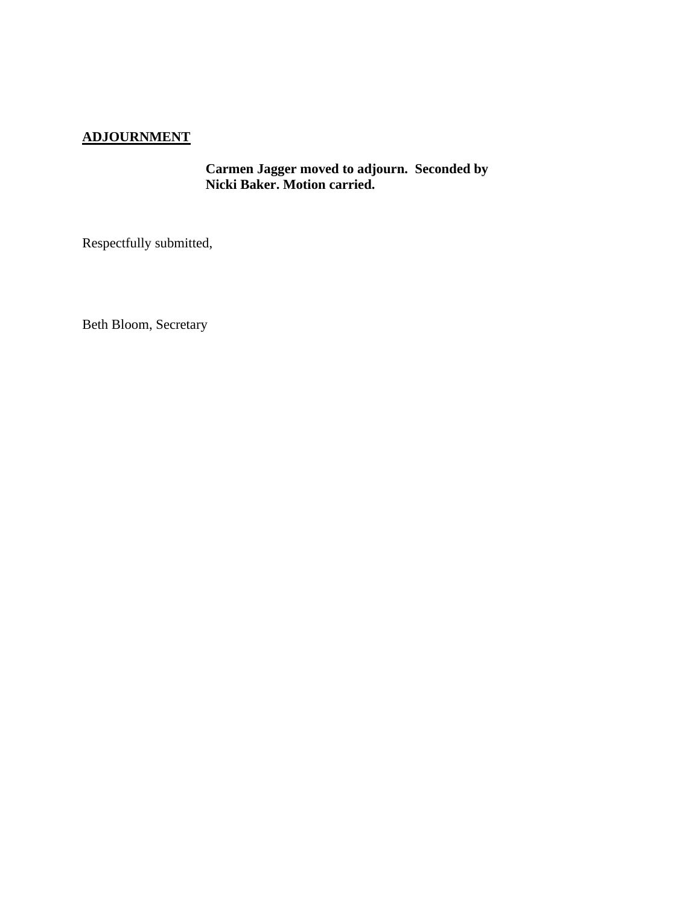**ADJOURNMENT**

**Carmen Jagger moved to adjourn. Seconded by Nicki Baker. Motion carried.**

Respectfully submitted,

Beth Bloom, Secretary